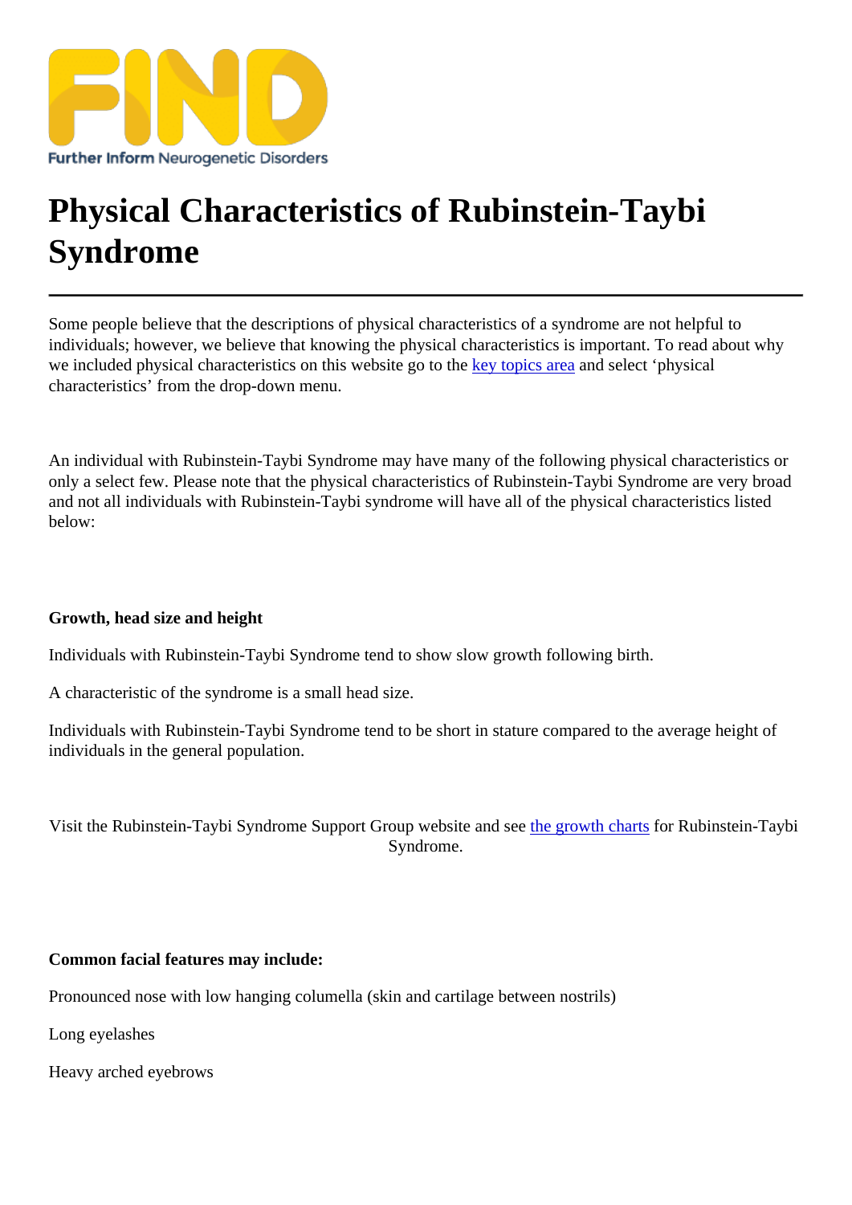FIND

Further Inform Neurogenetic Disorders

# Physical Characteristics of Rubinstein-Taybi Syndrome

---

Some people believe that the descriptions of physical characteristics of a syndrome are not helpful to individuals; however, we believe that knowing the physical characteristics is important. To read about why we included physical characteristics on this website go to the key topics area and select 'physical characteristics' from the drop-down menu.

An individual with Rubinstein-Taybi Syndrome may have many of the following physical characteristics or only a select few. Please note that the physical characteristics of Rubinstein-Taybi Syndrome are very broad and not all individuals with Rubinstein-Taybi syndrome will have all of the physical characteristics listed below:

**Growth, head size and height**

Individuals with Rubinstein-Taybi Syndrome tend to show slow growth following birth.

A characteristic of the syndrome is a small head size.

Individuals with Rubinstein-Taybi Syndrome tend to be short in stature compared to the average height of individuals in the general population.

Visit the Rubinstein-Taybi Syndrome Support Group website and see the growth charts for Rubinstein-Taybi Syndrome.

**Common facial features may include:**

Pronounced nose with low hanging columella (skin and cartilage between nostrils)

Long eyelashes

Heavy arched eyebrows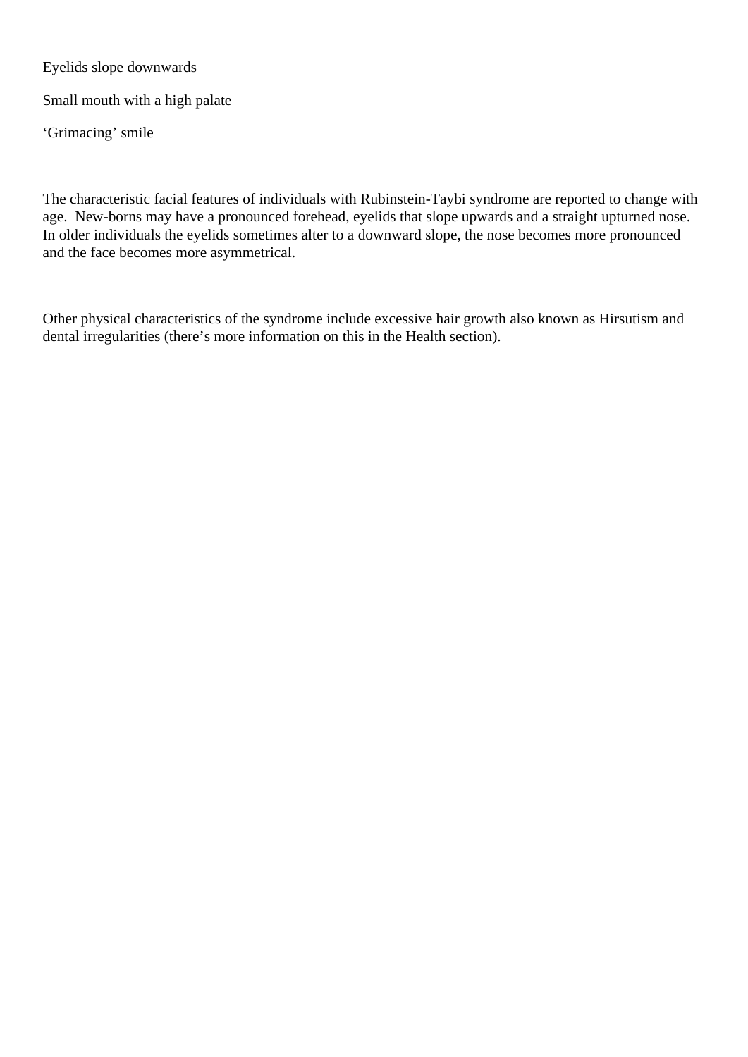Eyelids slope downwards

Small mouth with a high palate

‘Grimacing’ smile

The characteristic facial features of individuals with Rubinstein-Taybi syndrome are reported to change with age.  New-borns may have a pronounced forehead, eyelids that slope upwards and a straight upturned nose. In older individuals the eyelids sometimes alter to a downward slope, the nose becomes more pronounced and the face becomes more asymmetrical.

Other physical characteristics of the syndrome include excessive hair growth also known as Hirsutism and dental irregularities (there’s more information on this in the Health section).